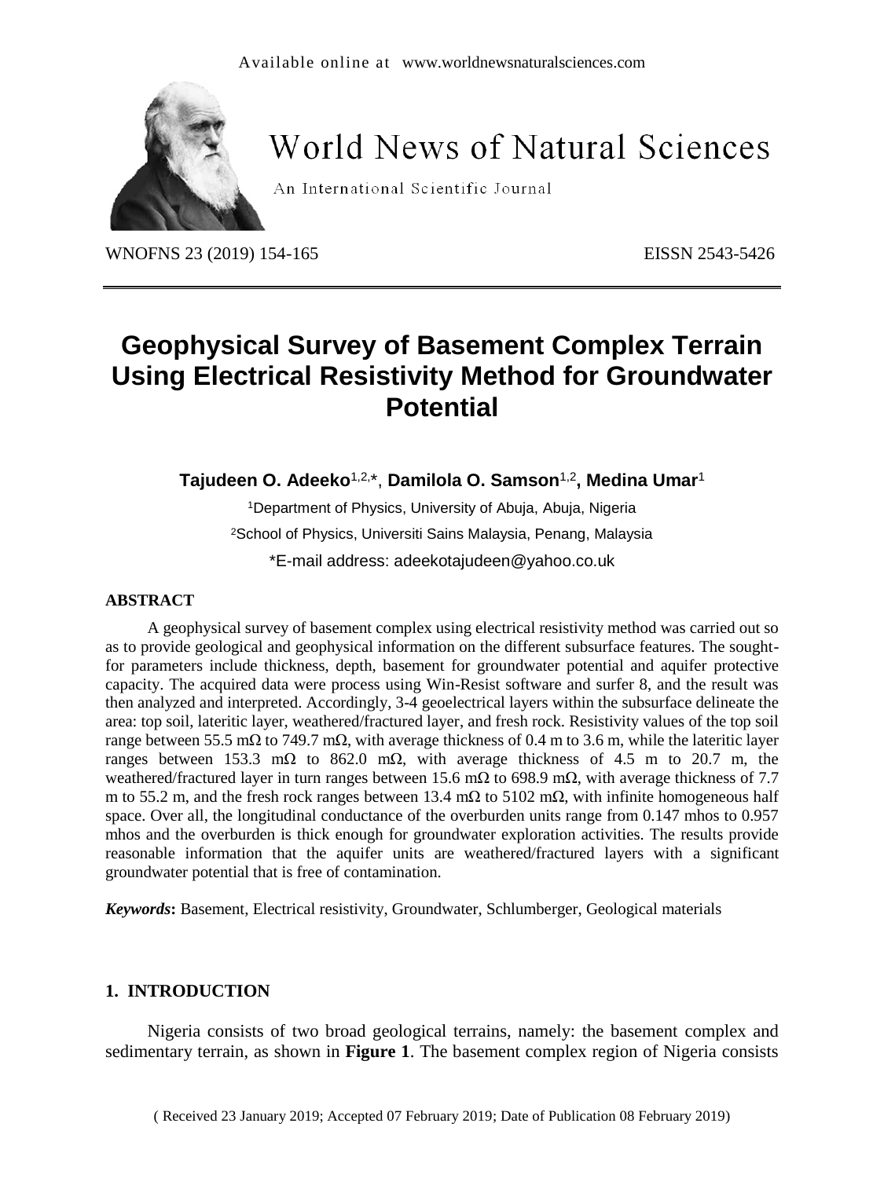Available online at www.worldnewsnaturalsciences.com

# World News of Natural Sciences

An International Scientific Journal

WNOFNS 23 (2019) 154-165 EISSN 2543-5426

# Geophysical Survey of Basement Complex Terrain Using Electrical Resistivity Method for Groundwater Potential

**Tajudeen O. Adeeko**[1,2,*], **Damilola O. Samson**[1,2], **Medina Umar**[1]

[1]Department of Physics, University of Abuja, Abuja, Nigeria

[2]School of Physics, Universiti Sains Malaysia, Penang, Malaysia

*E-mail address: adeekotajudeen@yahoo.co.uk

## ABSTRACT

A geophysical survey of basement complex using electrical resistivity method was carried out so as to provide geological and geophysical information on the different subsurface features. The sought-for parameters include thickness, depth, basement for groundwater potential and aquifer protective capacity. The acquired data were process using Win-Resist software and surfer 8, and the result was then analyzed and interpreted. Accordingly, 3-4 geoelectrical layers within the subsurface delineate the area: top soil, lateritic layer, weathered/fractured layer, and fresh rock. Resistivity values of the top soil range between 55.5 mΩ to 749.7 mΩ, with average thickness of 0.4 m to 3.6 m, while the lateritic layer ranges between 153.3 mΩ to 862.0 mΩ, with average thickness of 4.5 m to 20.7 m, the weathered/fractured layer in turn ranges between 15.6 mΩ to 698.9 mΩ, with average thickness of 7.7 m to 55.2 m, and the fresh rock ranges between 13.4 mΩ to 5102 mΩ, with infinite homogeneous half space. Over all, the longitudinal conductance of the overburden units range from 0.147 mhos to 0.957 mhos and the overburden is thick enough for groundwater exploration activities. The results provide reasonable information that the aquifer units are weathered/fractured layers with a significant groundwater potential that is free of contamination.

***Keywords*:** Basement, Electrical resistivity, Groundwater, Schlumberger, Geological materials

## 1. INTRODUCTION

Nigeria consists of two broad geological terrains, namely: the basement complex and sedimentary terrain, as shown in **Figure 1**. The basement complex region of Nigeria consists

( Received 23 January 2019; Accepted 07 February 2019; Date of Publication 08 February 2019)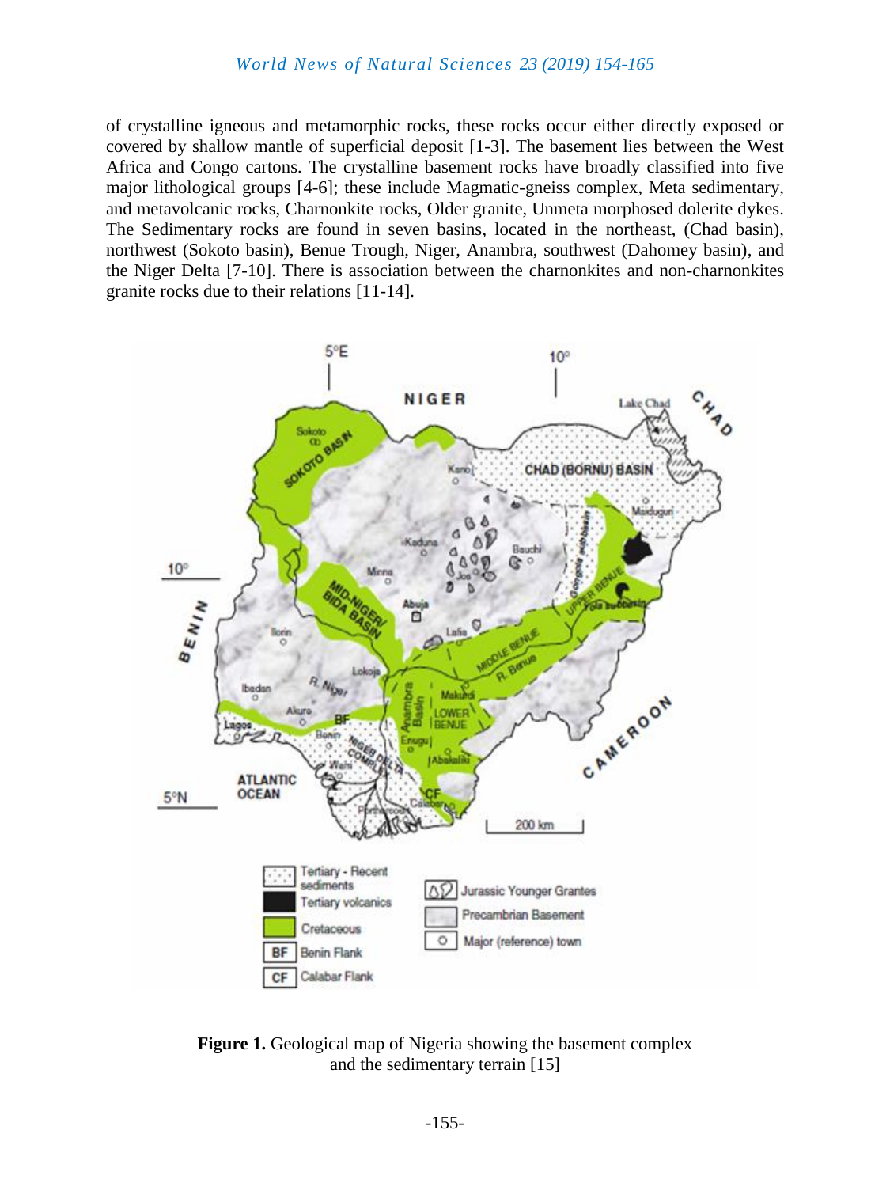of crystalline igneous and metamorphic rocks, these rocks occur either directly exposed or covered by shallow mantle of superficial deposit [1-3]. The basement lies between the West Africa and Congo cartons. The crystalline basement rocks have broadly classified into five major lithological groups [4-6]; these include Magmatic-gneiss complex, Meta sedimentary, and metavolcanic rocks, Charnonkite rocks, Older granite, Unmeta morphosed dolerite dykes. The Sedimentary rocks are found in seven basins, located in the northeast, (Chad basin), northwest (Sokoto basin), Benue Trough, Niger, Anambra, southwest (Dahomey basin), and the Niger Delta [7-10]. There is association between the charnonkites and non-charnonkites granite rocks due to their relations [11-14].

**Figure 1.** Geological map of Nigeria showing the basement complex and the sedimentary terrain [15]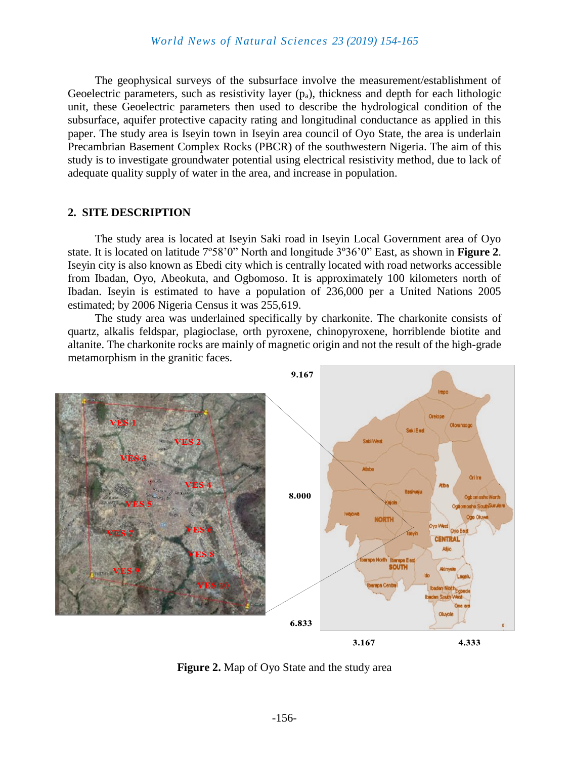The geophysical surveys of the subsurface involve the measurement/establishment of Geoelectric parameters, such as resistivity layer ($p_a$), thickness and depth for each lithologic unit, these Geoelectric parameters then used to describe the hydrological condition of the subsurface, aquifer protective capacity rating and longitudinal conductance as applied in this paper. The study area is Iseyin town in Iseyin area council of Oyo State, the area is underlain Precambrian Basement Complex Rocks (PBCR) of the southwestern Nigeria. The aim of this study is to investigate groundwater potential using electrical resistivity method, due to lack of adequate quality supply of water in the area, and increase in population.

## 2. SITE DESCRIPTION

The study area is located at Iseyin Saki road in Iseyin Local Government area of Oyo state. It is located on latitude 7º58'0" North and longitude 3º36'0" East, as shown in **Figure 2**. Iseyin city is also known as Ebedi city which is centrally located with road networks accessible from Ibadan, Oyo, Abeokuta, and Ogbomoso. It is approximately 100 kilometers north of Ibadan. Iseyin is estimated to have a population of 236,000 per a United Nations 2005 estimated; by 2006 Nigeria Census it was 255,619.

The study area was underlained specifically by charkonite. The charkonite consists of quartz, alkalis feldspar, plagioclase, orth pyroxene, chinopyroxene, horriblende biotite and altanite. The charkonite rocks are mainly of magnetic origin and not the result of the high-grade metamorphism in the granitic faces.

**Figure 2.** Map of Oyo State and the study area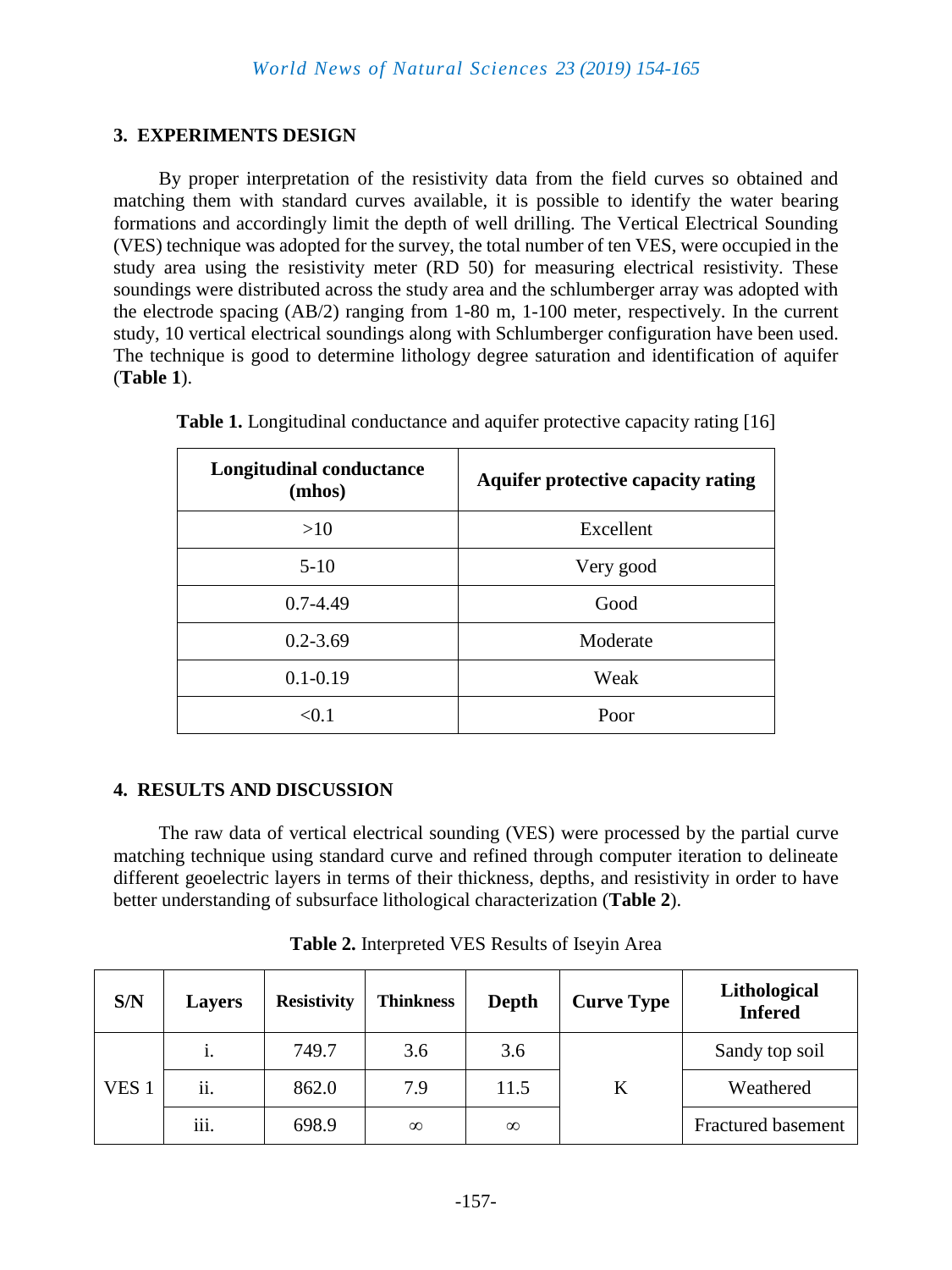## 3. EXPERIMENTS DESIGN

By proper interpretation of the resistivity data from the field curves so obtained and matching them with standard curves available, it is possible to identify the water bearing formations and accordingly limit the depth of well drilling. The Vertical Electrical Sounding (VES) technique was adopted for the survey, the total number of ten VES, were occupied in the study area using the resistivity meter (RD 50) for measuring electrical resistivity. These soundings were distributed across the study area and the schlumberger array was adopted with the electrode spacing (AB/2) ranging from 1-80 m, 1-100 meter, respectively. In the current study, 10 vertical electrical soundings along with Schlumberger configuration have been used. The technique is good to determine lithology degree saturation and identification of aquifer (**Table 1**).

**Table 1.** Longitudinal conductance and aquifer protective capacity rating [16]

| Longitudinal conductance (mhos) | Aquifer protective capacity rating |
|---|---|
| >10 | Excellent |
| 5-10 | Very good |
| 0.7-4.49 | Good |
| 0.2-3.69 | Moderate |
| 0.1-0.19 | Weak |
| <0.1 | Poor |

## 4. RESULTS AND DISCUSSION

The raw data of vertical electrical sounding (VES) were processed by the partial curve matching technique using standard curve and refined through computer iteration to delineate different geoelectric layers in terms of their thickness, depths, and resistivity in order to have better understanding of subsurface lithological characterization (**Table 2**).

**Table 2.** Interpreted VES Results of Iseyin Area

| S/N | Layers | Resistivity | Thinkness | Depth | Curve Type | Lithological Infered |
|---|---|---|---|---|---|---|
| VES 1 | i. | 749.7 | 3.6 | 3.6 | K | Sandy top soil |
| | ii. | 862.0 | 7.9 | 11.5 | | Weathered |
| | iii. | 698.9 | ∞ | ∞ | | Fractured basement |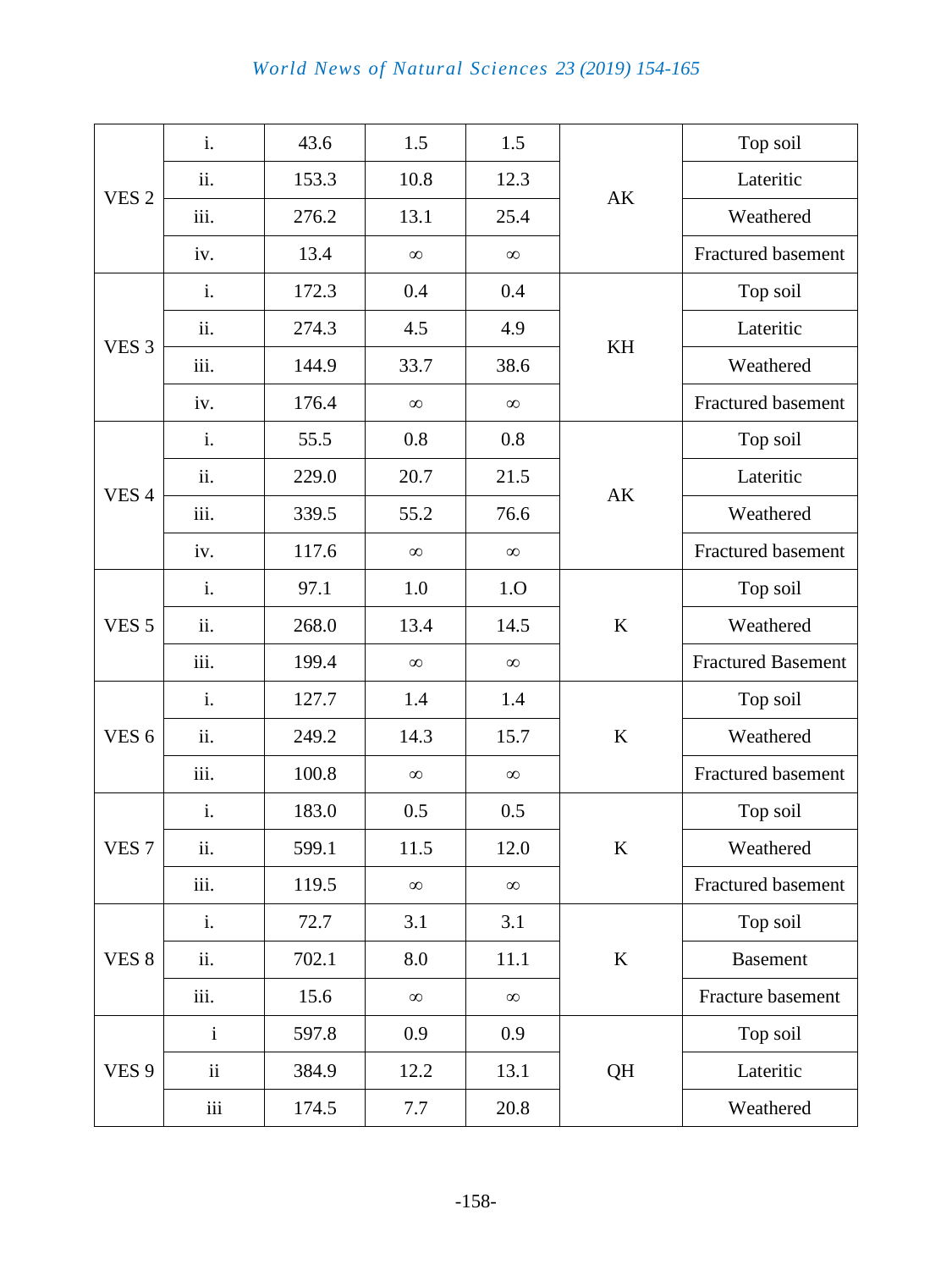| VES 2 | i. | 43.6 | 1.5 | 1.5 | AK | Top soil |
|---|---|---|---|---|---|---|
| | ii. | 153.3 | 10.8 | 12.3 | | Lateritic |
| | iii. | 276.2 | 13.1 | 25.4 | | Weathered |
| | iv. | 13.4 | ∞ | ∞ | | Fractured basement |
| VES 3 | i. | 172.3 | 0.4 | 0.4 | KH | Top soil |
| | ii. | 274.3 | 4.5 | 4.9 | | Lateritic |
| | iii. | 144.9 | 33.7 | 38.6 | | Weathered |
| | iv. | 176.4 | ∞ | ∞ | | Fractured basement |
| VES 4 | i. | 55.5 | 0.8 | 0.8 | AK | Top soil |
| | ii. | 229.0 | 20.7 | 21.5 | | Lateritic |
| | iii. | 339.5 | 55.2 | 76.6 | | Weathered |
| | iv. | 117.6 | ∞ | ∞ | | Fractured basement |
| VES 5 | i. | 97.1 | 1.0 | 1.O | K | Top soil |
| | ii. | 268.0 | 13.4 | 14.5 | | Weathered |
| | iii. | 199.4 | ∞ | ∞ | | Fractured Basement |
| VES 6 | i. | 127.7 | 1.4 | 1.4 | K | Top soil |
| | ii. | 249.2 | 14.3 | 15.7 | | Weathered |
| | iii. | 100.8 | ∞ | ∞ | | Fractured basement |
| VES 7 | i. | 183.0 | 0.5 | 0.5 | K | Top soil |
| | ii. | 599.1 | 11.5 | 12.0 | | Weathered |
| | iii. | 119.5 | ∞ | ∞ | | Fractured basement |
| VES 8 | i. | 72.7 | 3.1 | 3.1 | K | Top soil |
| | ii. | 702.1 | 8.0 | 11.1 | | Basement |
| | iii. | 15.6 | ∞ | ∞ | | Fracture basement |
| VES 9 | i | 597.8 | 0.9 | 0.9 | QH | Top soil |
| | ii | 384.9 | 12.2 | 13.1 | | Lateritic |
| | iii | 174.5 | 7.7 | 20.8 | | Weathered |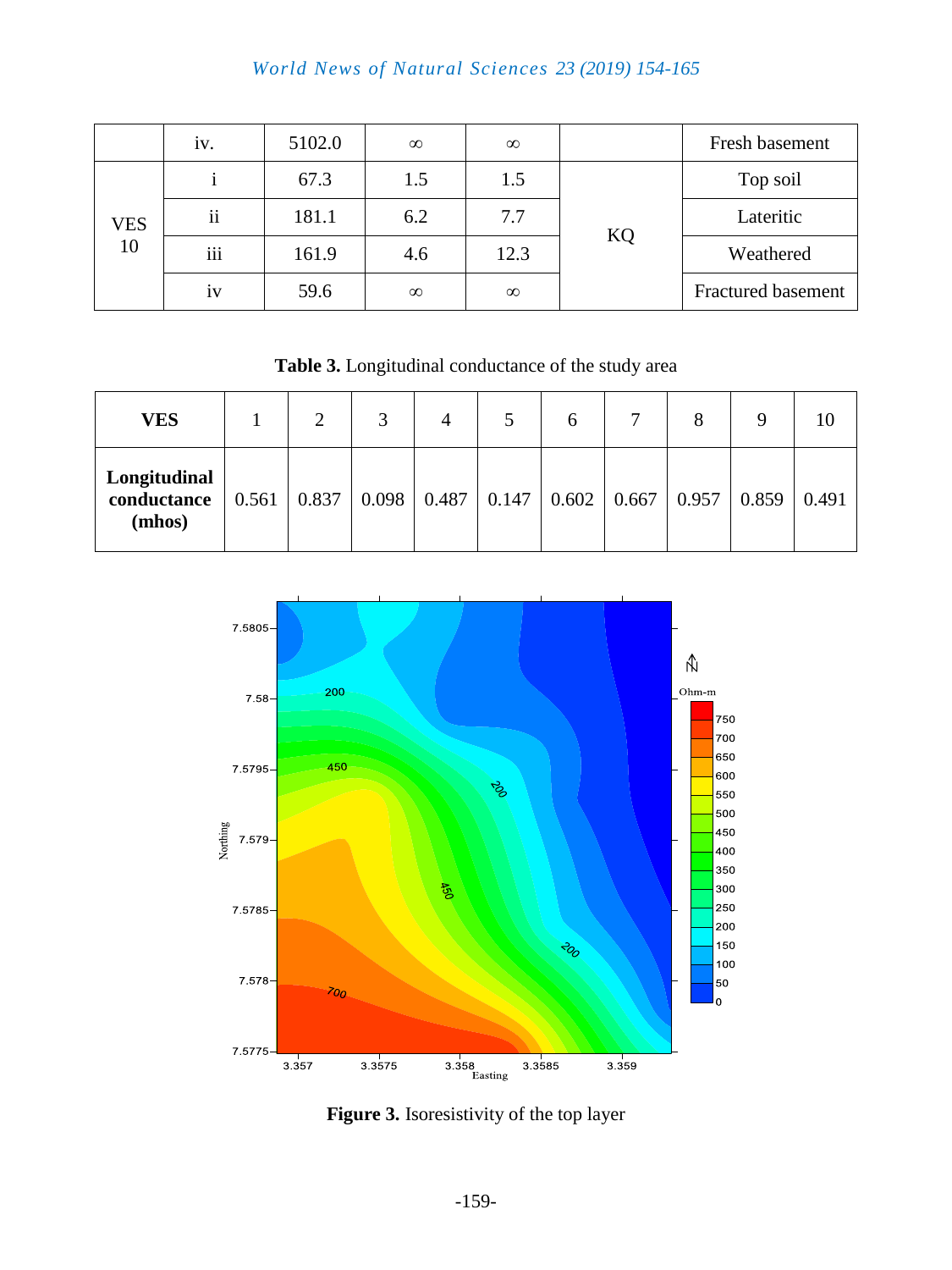|  | iv. | 5102.0 | ∞ | ∞ |  | Fresh basement |
|---|---|---|---|---|---|---|
| VES 10 | i | 67.3 | 1.5 | 1.5 | KQ | Top soil |
|  | ii | 181.1 | 6.2 | 7.7 |  | Lateritic |
|  | iii | 161.9 | 4.6 | 12.3 |  | Weathered |
|  | iv | 59.6 | ∞ | ∞ |  | Fractured basement |

**Table 3.** Longitudinal conductance of the study area

| **VES** | 1 | 2 | 3 | 4 | 5 | 6 | 7 | 8 | 9 | 10 |
|---|---|---|---|---|---|---|---|---|---|---|
| **Longitudinal conductance (mhos)** | 0.561 | 0.837 | 0.098 | 0.487 | 0.147 | 0.602 | 0.667 | 0.957 | 0.859 | 0.491 |

**Figure 3.** Isoresistivity of the top layer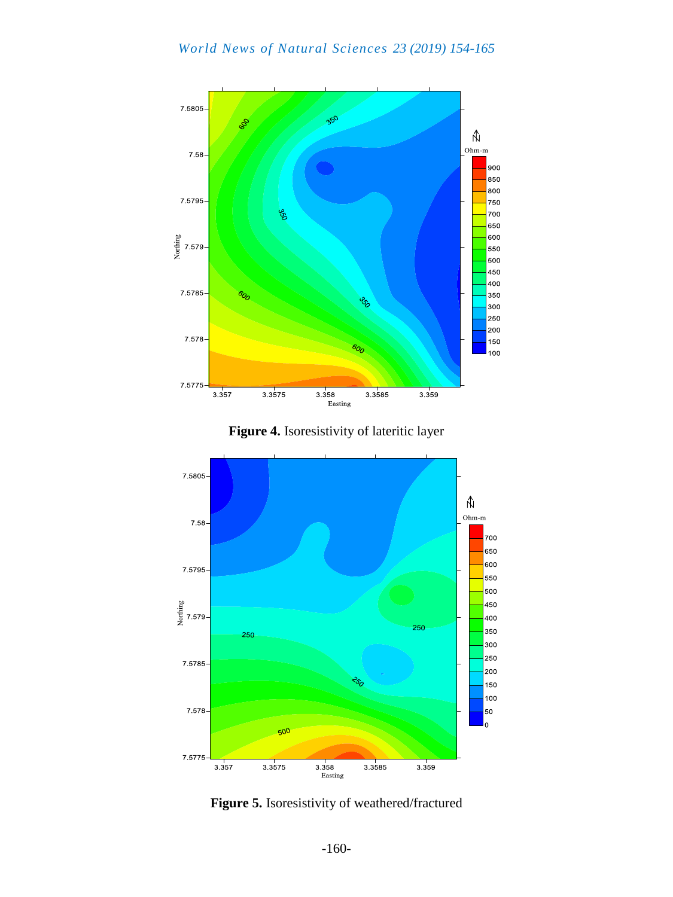**Figure 4.** Isoresistivity of lateritic layer

**Figure 5.** Isoresistivity of weathered/fractured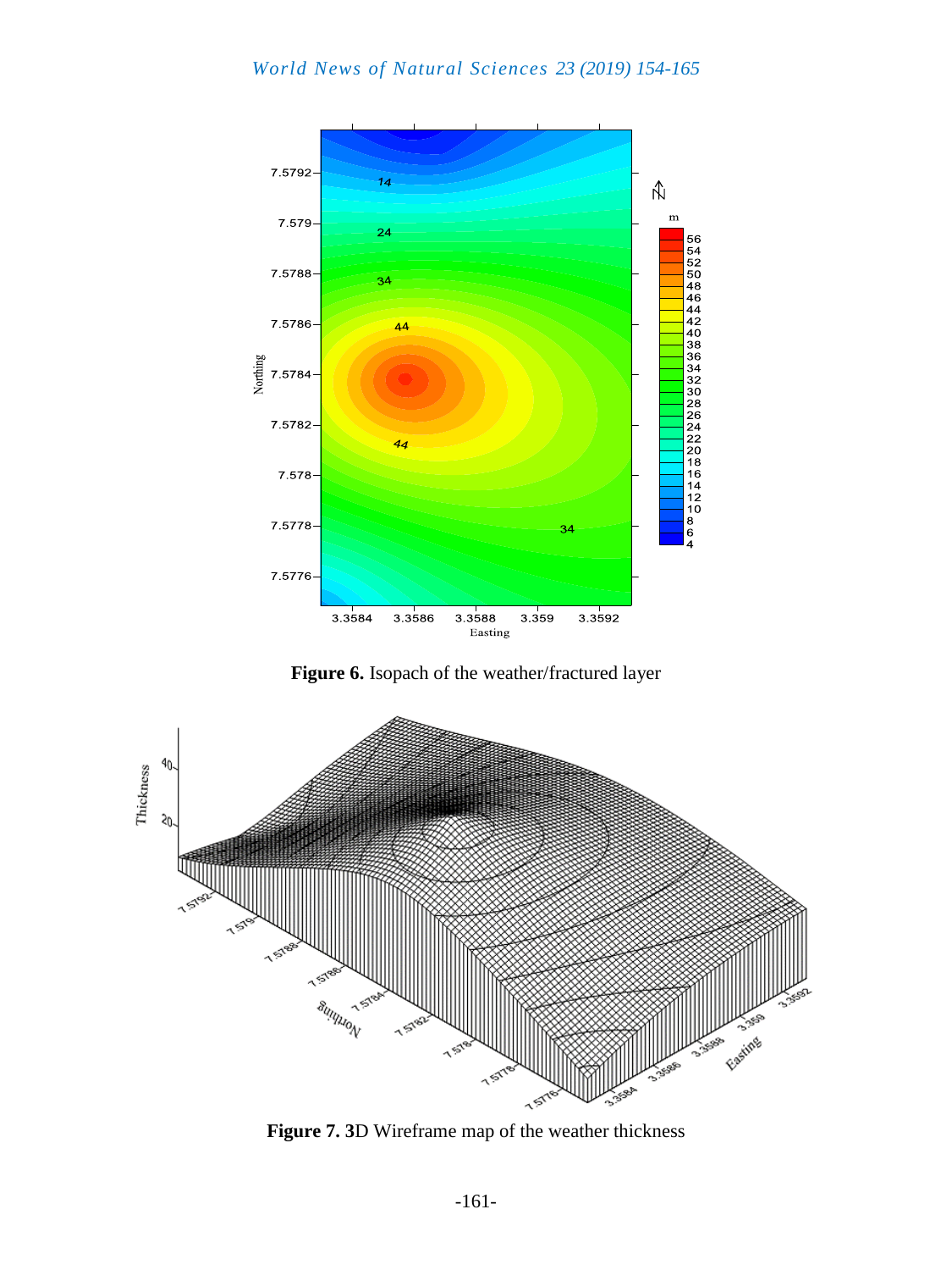**Figure 6.** Isopach of the weather/fractured layer

**Figure 7. 3**D Wireframe map of the weather thickness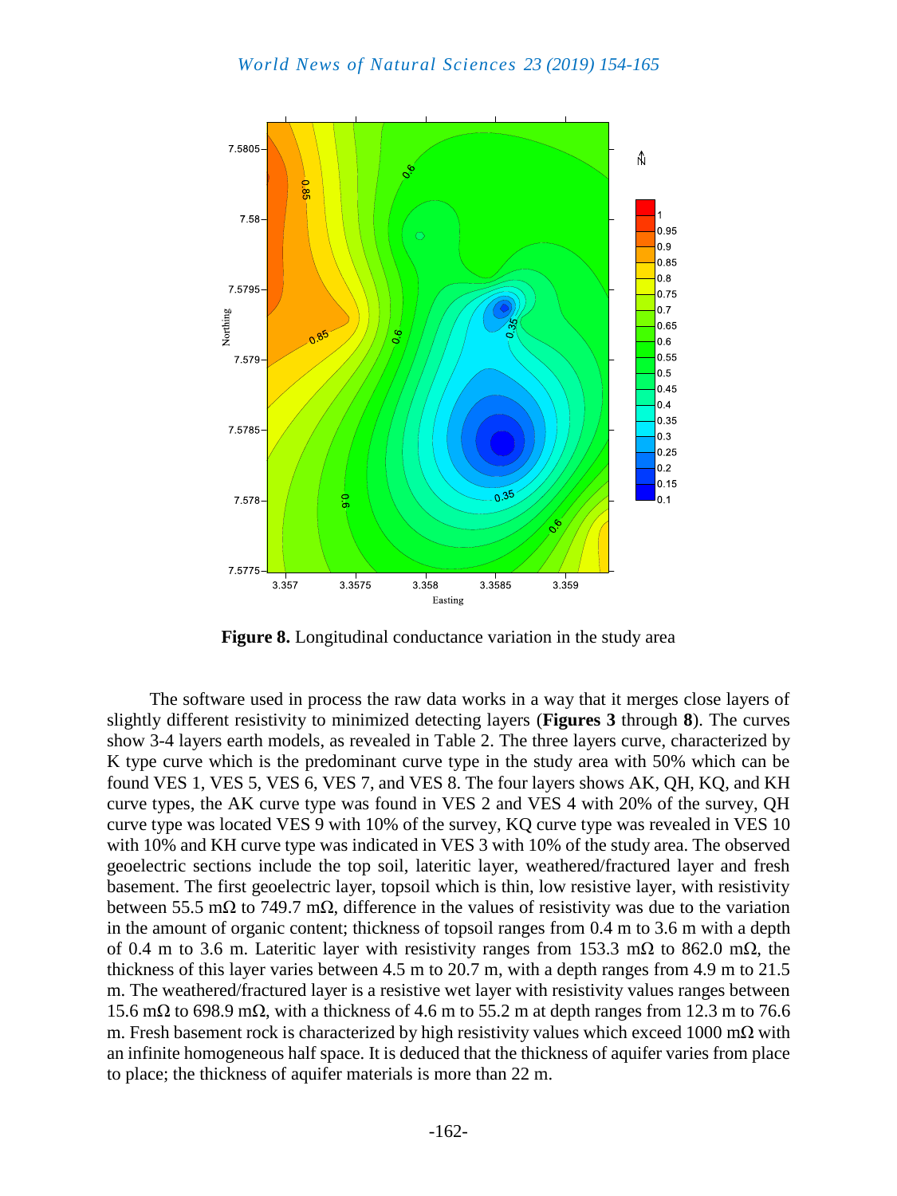**Figure 8.** Longitudinal conductance variation in the study area

The software used in process the raw data works in a way that it merges close layers of slightly different resistivity to minimized detecting layers (**Figures 3** through **8**). The curves show 3-4 layers earth models, as revealed in Table 2. The three layers curve, characterized by K type curve which is the predominant curve type in the study area with 50% which can be found VES 1, VES 5, VES 6, VES 7, and VES 8. The four layers shows AK, QH, KQ, and KH curve types, the AK curve type was found in VES 2 and VES 4 with 20% of the survey, QH curve type was located VES 9 with 10% of the survey, KQ curve type was revealed in VES 10 with 10% and KH curve type was indicated in VES 3 with 10% of the study area. The observed geoelectric sections include the top soil, lateritic layer, weathered/fractured layer and fresh basement. The first geoelectric layer, topsoil which is thin, low resistive layer, with resistivity between 55.5 mΩ to 749.7 mΩ, difference in the values of resistivity was due to the variation in the amount of organic content; thickness of topsoil ranges from 0.4 m to 3.6 m with a depth of 0.4 m to 3.6 m. Lateritic layer with resistivity ranges from 153.3 mΩ to 862.0 mΩ, the thickness of this layer varies between 4.5 m to 20.7 m, with a depth ranges from 4.9 m to 21.5 m. The weathered/fractured layer is a resistive wet layer with resistivity values ranges between 15.6 mΩ to 698.9 mΩ, with a thickness of 4.6 m to 55.2 m at depth ranges from 12.3 m to 76.6 m. Fresh basement rock is characterized by high resistivity values which exceed 1000 mΩ with an infinite homogeneous half space. It is deduced that the thickness of aquifer varies from place to place; the thickness of aquifer materials is more than 22 m.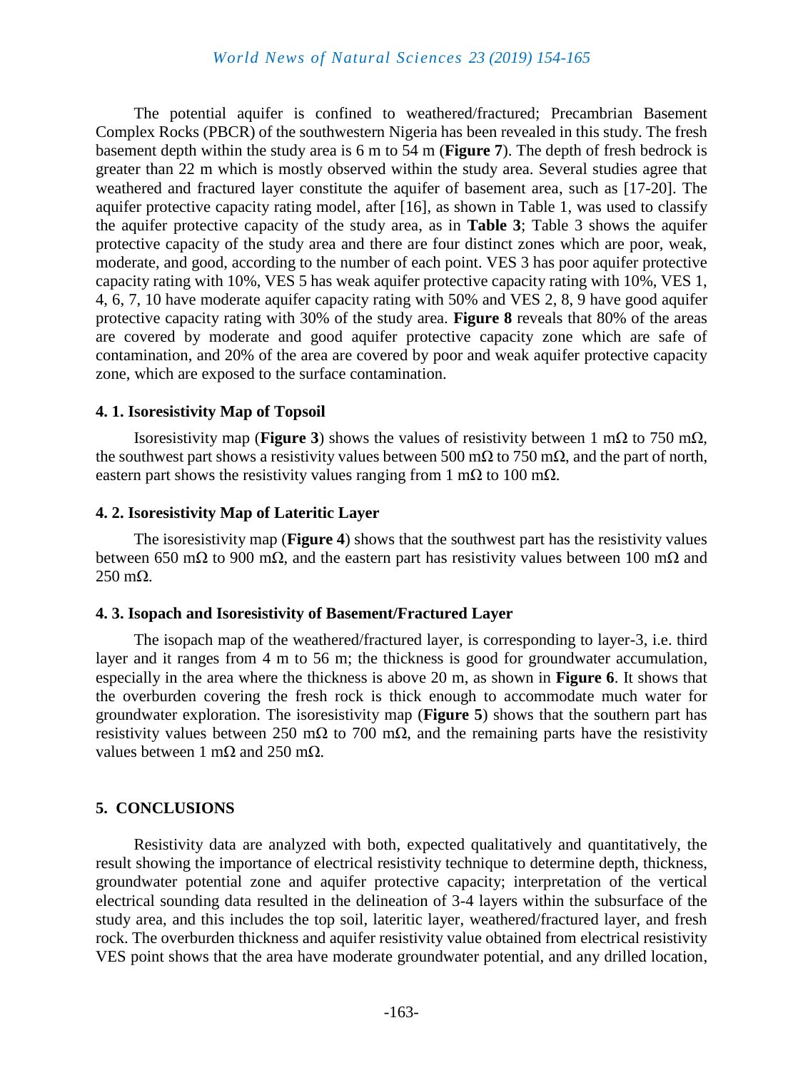The potential aquifer is confined to weathered/fractured; Precambrian Basement Complex Rocks (PBCR) of the southwestern Nigeria has been revealed in this study. The fresh basement depth within the study area is 6 m to 54 m (**Figure 7**). The depth of fresh bedrock is greater than 22 m which is mostly observed within the study area. Several studies agree that weathered and fractured layer constitute the aquifer of basement area, such as [17-20]. The aquifer protective capacity rating model, after [16], as shown in Table 1, was used to classify the aquifer protective capacity of the study area, as in **Table 3**; Table 3 shows the aquifer protective capacity of the study area and there are four distinct zones which are poor, weak, moderate, and good, according to the number of each point. VES 3 has poor aquifer protective capacity rating with 10%, VES 5 has weak aquifer protective capacity rating with 10%, VES 1, 4, 6, 7, 10 have moderate aquifer capacity rating with 50% and VES 2, 8, 9 have good aquifer protective capacity rating with 30% of the study area. **Figure 8** reveals that 80% of the areas are covered by moderate and good aquifer protective capacity zone which are safe of contamination, and 20% of the area are covered by poor and weak aquifer protective capacity zone, which are exposed to the surface contamination.

### 4. 1. Isoresistivity Map of Topsoil

Isoresistivity map (**Figure 3**) shows the values of resistivity between 1 mΩ to 750 mΩ, the southwest part shows a resistivity values between 500 mΩ to 750 mΩ, and the part of north, eastern part shows the resistivity values ranging from 1 mΩ to 100 mΩ.

### 4. 2. Isoresistivity Map of Lateritic Layer

The isoresistivity map (**Figure 4**) shows that the southwest part has the resistivity values between 650 mΩ to 900 mΩ, and the eastern part has resistivity values between 100 mΩ and 250 mΩ.

### 4. 3. Isopach and Isoresistivity of Basement/Fractured Layer

The isopach map of the weathered/fractured layer, is corresponding to layer-3, i.e. third layer and it ranges from 4 m to 56 m; the thickness is good for groundwater accumulation, especially in the area where the thickness is above 20 m, as shown in **Figure 6**. It shows that the overburden covering the fresh rock is thick enough to accommodate much water for groundwater exploration. The isoresistivity map (**Figure 5**) shows that the southern part has resistivity values between 250 mΩ to 700 mΩ, and the remaining parts have the resistivity values between 1 mΩ and 250 mΩ.

## 5. CONCLUSIONS

Resistivity data are analyzed with both, expected qualitatively and quantitatively, the result showing the importance of electrical resistivity technique to determine depth, thickness, groundwater potential zone and aquifer protective capacity; interpretation of the vertical electrical sounding data resulted in the delineation of 3-4 layers within the subsurface of the study area, and this includes the top soil, lateritic layer, weathered/fractured layer, and fresh rock. The overburden thickness and aquifer resistivity value obtained from electrical resistivity VES point shows that the area have moderate groundwater potential, and any drilled location,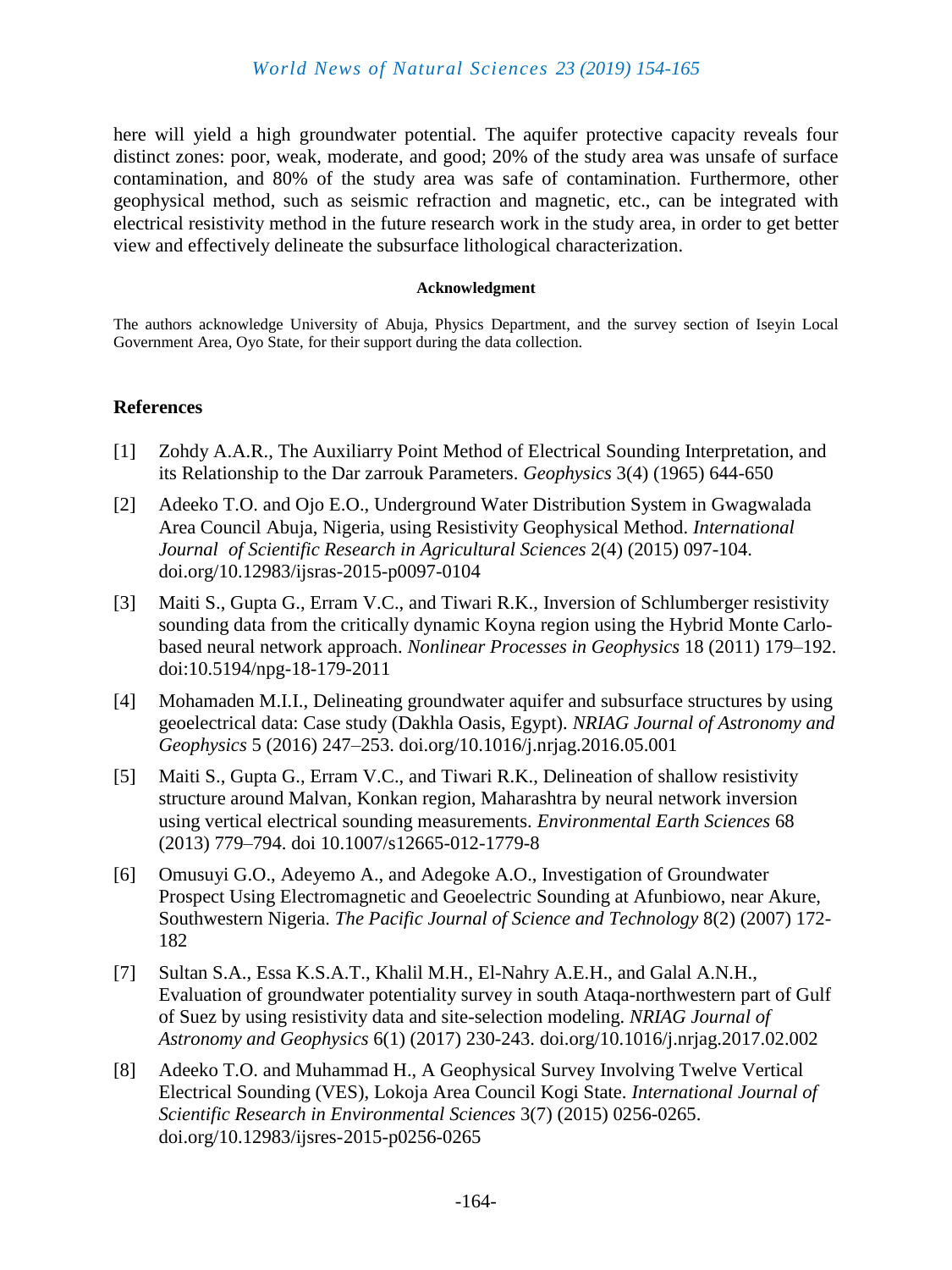here will yield a high groundwater potential. The aquifer protective capacity reveals four distinct zones: poor, weak, moderate, and good; 20% of the study area was unsafe of surface contamination, and 80% of the study area was safe of contamination. Furthermore, other geophysical method, such as seismic refraction and magnetic, etc., can be integrated with electrical resistivity method in the future research work in the study area, in order to get better view and effectively delineate the subsurface lithological characterization.

**Acknowledgment**

The authors acknowledge University of Abuja, Physics Department, and the survey section of Iseyin Local Government Area, Oyo State, for their support during the data collection.

## References

[1] Zohdy A.A.R., The Auxiliarry Point Method of Electrical Sounding Interpretation, and its Relationship to the Dar zarrouk Parameters. *Geophysics* 3(4) (1965) 644-650

[2] Adeeko T.O. and Ojo E.O., Underground Water Distribution System in Gwagwalada Area Council Abuja, Nigeria, using Resistivity Geophysical Method. *International Journal of Scientific Research in Agricultural Sciences* 2(4) (2015) 097-104. doi.org/10.12983/ijsras-2015-p0097-0104

[3] Maiti S., Gupta G., Erram V.C., and Tiwari R.K., Inversion of Schlumberger resistivity sounding data from the critically dynamic Koyna region using the Hybrid Monte Carlo-based neural network approach. *Nonlinear Processes in Geophysics* 18 (2011) 179–192. doi:10.5194/npg-18-179-2011

[4] Mohamaden M.I.I., Delineating groundwater aquifer and subsurface structures by using geoelectrical data: Case study (Dakhla Oasis, Egypt). *NRIAG Journal of Astronomy and Geophysics* 5 (2016) 247–253. doi.org/10.1016/j.nrjag.2016.05.001

[5] Maiti S., Gupta G., Erram V.C., and Tiwari R.K., Delineation of shallow resistivity structure around Malvan, Konkan region, Maharashtra by neural network inversion using vertical electrical sounding measurements. *Environmental Earth Sciences* 68 (2013) 779–794. doi 10.1007/s12665-012-1779-8

[6] Omusuyi G.O., Adeyemo A., and Adegoke A.O., Investigation of Groundwater Prospect Using Electromagnetic and Geoelectric Sounding at Afunbiowo, near Akure, Southwestern Nigeria. *The Pacific Journal of Science and Technology* 8(2) (2007) 172-182

[7] Sultan S.A., Essa K.S.A.T., Khalil M.H., El-Nahry A.E.H., and Galal A.N.H., Evaluation of groundwater potentiality survey in south Ataqa-northwestern part of Gulf of Suez by using resistivity data and site-selection modeling. *NRIAG Journal of Astronomy and Geophysics* 6(1) (2017) 230-243. doi.org/10.1016/j.nrjag.2017.02.002

[8] Adeeko T.O. and Muhammad H., A Geophysical Survey Involving Twelve Vertical Electrical Sounding (VES), Lokoja Area Council Kogi State. *International Journal of Scientific Research in Environmental Sciences* 3(7) (2015) 0256-0265. doi.org/10.12983/ijsres-2015-p0256-0265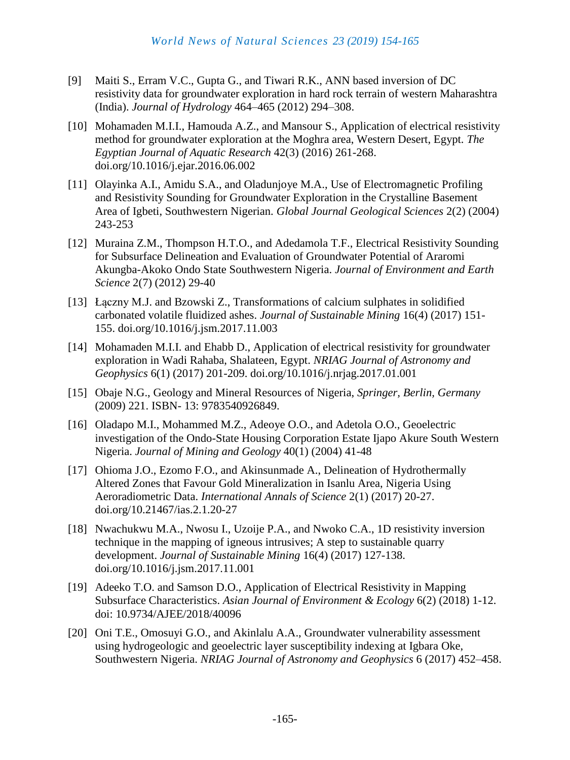[9] Maiti S., Erram V.C., Gupta G., and Tiwari R.K., ANN based inversion of DC resistivity data for groundwater exploration in hard rock terrain of western Maharashtra (India). *Journal of Hydrology* 464–465 (2012) 294–308.

[10] Mohamaden M.I.I., Hamouda A.Z., and Mansour S., Application of electrical resistivity method for groundwater exploration at the Moghra area, Western Desert, Egypt. *The Egyptian Journal of Aquatic Research* 42(3) (2016) 261-268. doi.org/10.1016/j.ejar.2016.06.002

[11] Olayinka A.I., Amidu S.A., and Oladunjoye M.A., Use of Electromagnetic Profiling and Resistivity Sounding for Groundwater Exploration in the Crystalline Basement Area of Igbeti, Southwestern Nigerian. *Global Journal Geological Sciences* 2(2) (2004) 243-253

[12] Muraina Z.M., Thompson H.T.O., and Adedamola T.F., Electrical Resistivity Sounding for Subsurface Delineation and Evaluation of Groundwater Potential of Araromi Akungba-Akoko Ondo State Southwestern Nigeria. *Journal of Environment and Earth Science* 2(7) (2012) 29-40

[13] Łączny M.J. and Bzowski Z., Transformations of calcium sulphates in solidified carbonated volatile fluidized ashes. *Journal of Sustainable Mining* 16(4) (2017) 151-155. doi.org/10.1016/j.jsm.2017.11.003

[14] Mohamaden M.I.I. and Ehabb D., Application of electrical resistivity for groundwater exploration in Wadi Rahaba, Shalateen, Egypt. *NRIAG Journal of Astronomy and Geophysics* 6(1) (2017) 201-209. doi.org/10.1016/j.nrjag.2017.01.001

[15] Obaje N.G., Geology and Mineral Resources of Nigeria, *Springer, Berlin, Germany* (2009) 221. ISBN- 13: 9783540926849.

[16] Oladapo M.I., Mohammed M.Z., Adeoye O.O., and Adetola O.O., Geoelectric investigation of the Ondo-State Housing Corporation Estate Ijapo Akure South Western Nigeria. *Journal of Mining and Geology* 40(1) (2004) 41-48

[17] Ohioma J.O., Ezomo F.O., and Akinsunmade A., Delineation of Hydrothermally Altered Zones that Favour Gold Mineralization in Isanlu Area, Nigeria Using Aeroradiometric Data. *International Annals of Science* 2(1) (2017) 20-27. doi.org/10.21467/ias.2.1.20-27

[18] Nwachukwu M.A., Nwosu I., Uzoije P.A., and Nwoko C.A., 1D resistivity inversion technique in the mapping of igneous intrusives; A step to sustainable quarry development. *Journal of Sustainable Mining* 16(4) (2017) 127-138. doi.org/10.1016/j.jsm.2017.11.001

[19] Adeeko T.O. and Samson D.O., Application of Electrical Resistivity in Mapping Subsurface Characteristics. *Asian Journal of Environment & Ecology* 6(2) (2018) 1-12. doi: 10.9734/AJEE/2018/40096

[20] Oni T.E., Omosuyi G.O., and Akinlalu A.A., Groundwater vulnerability assessment using hydrogeologic and geoelectric layer susceptibility indexing at Igbara Oke, Southwestern Nigeria. *NRIAG Journal of Astronomy and Geophysics* 6 (2017) 452–458.